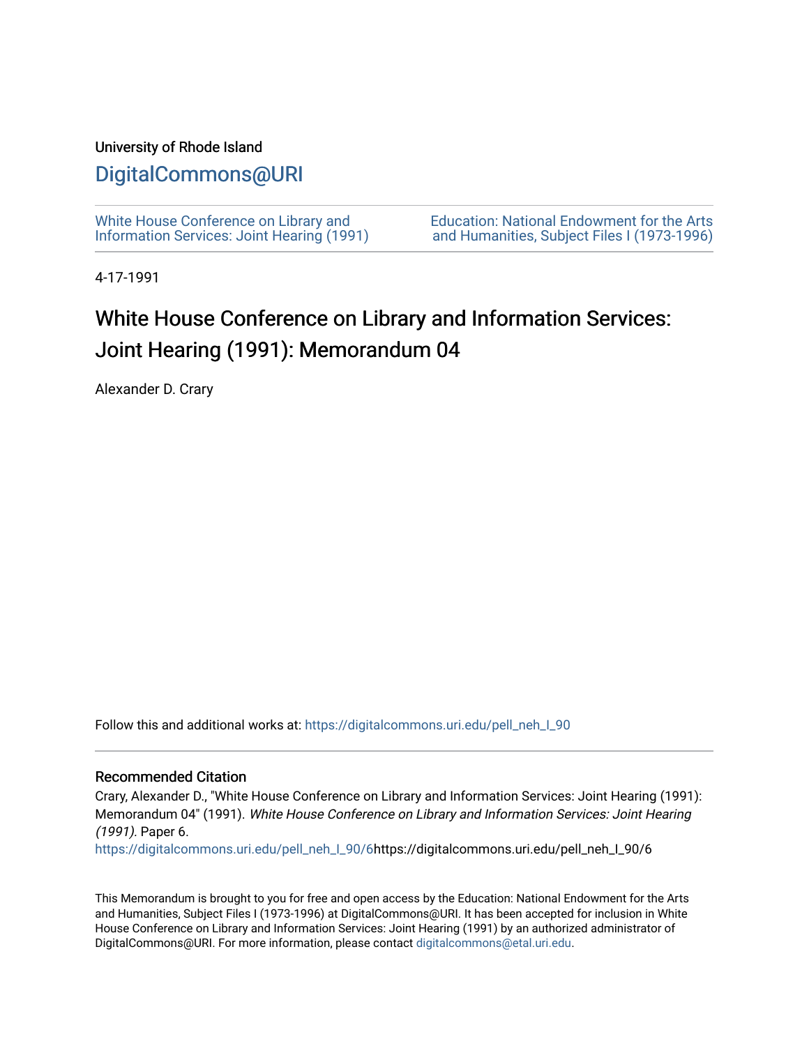University of Rhode Island

# DigitalCommons@URI

White House Conference on Library and Information Services: Joint Hearing (1991)

Education: National Endowment for the Arts and Humanities, Subject Files I (1973-1996)

4-17-1991

# White House Conference on Library and Information Services: Joint Hearing (1991): Memorandum 04

Alexander D. Crary

Follow this and additional works at: https://digitalcommons.uri.edu/pell_neh_I_90

## Recommended Citation

Crary, Alexander D., "White House Conference on Library and Information Services: Joint Hearing (1991): Memorandum 04" (1991). *White House Conference on Library and Information Services: Joint Hearing (1991)*. Paper 6.
https://digitalcommons.uri.edu/pell_neh_I_90/6https://digitalcommons.uri.edu/pell_neh_I_90/6

This Memorandum is brought to you for free and open access by the Education: National Endowment for the Arts and Humanities, Subject Files I (1973-1996) at DigitalCommons@URI. It has been accepted for inclusion in White House Conference on Library and Information Services: Joint Hearing (1991) by an authorized administrator of DigitalCommons@URI. For more information, please contact digitalcommons@etal.uri.edu.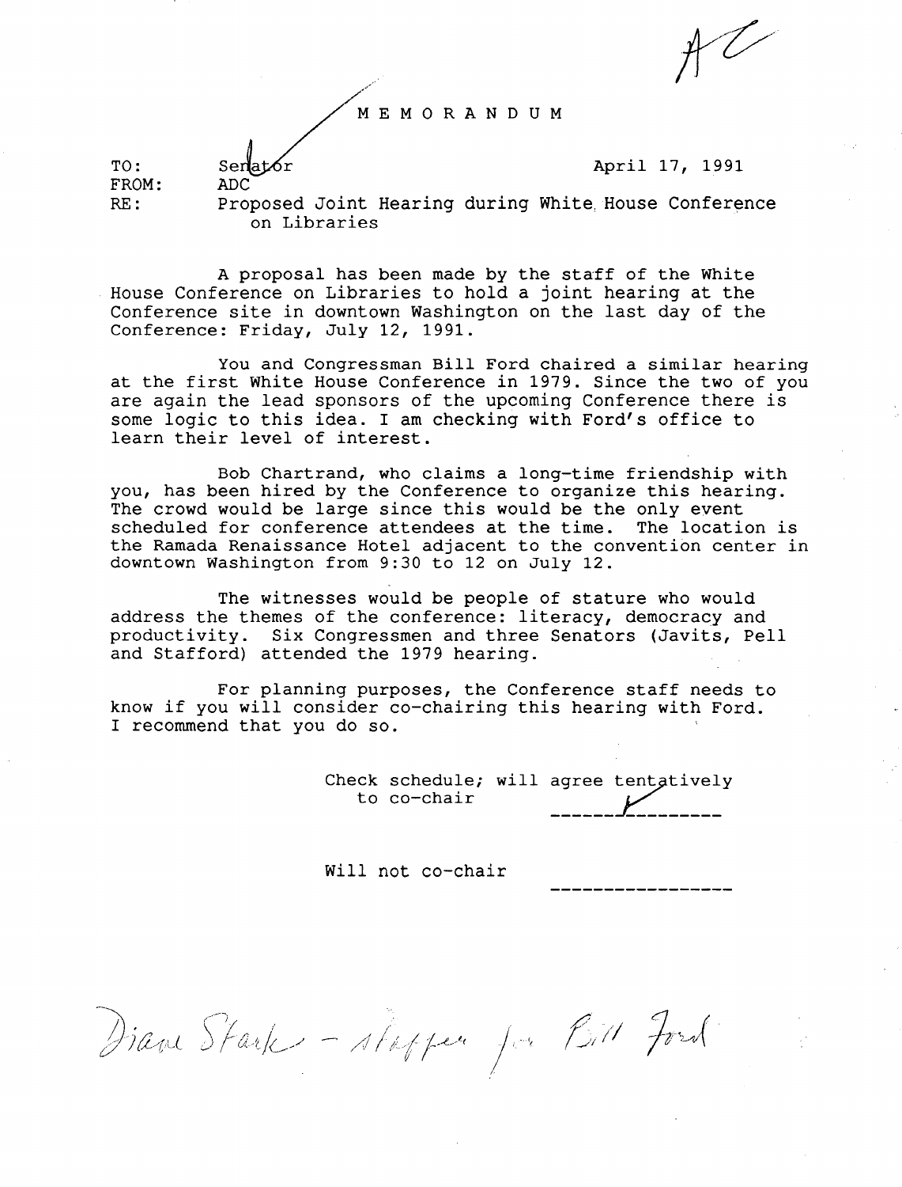AC

# MEMORANDUM

TO: Senator

FROM: ADC

RE: Proposed Joint Hearing during White House Conference on Libraries

April 17, 1991

A proposal has been made by the staff of the White House Conference on Libraries to hold a joint hearing at the Conference site in downtown Washington on the last day of the Conference: Friday, July 12, 1991.

You and Congressman Bill Ford chaired a similar hearing at the first White House Conference in 1979. Since the two of you are again the lead sponsors of the upcoming Conference there is some logic to this idea. I am checking with Ford's office to learn their level of interest.

Bob Chartrand, who claims a long-time friendship with you, has been hired by the Conference to organize this hearing. The crowd would be large since this would be the only event scheduled for conference attendees at the time. The location is the Ramada Renaissance Hotel adjacent to the convention center in downtown Washington from 9:30 to 12 on July 12.

The witnesses would be people of stature who would address the themes of the conference: literacy, democracy and productivity. Six Congressmen and three Senators (Javits, Pell and Stafford) attended the 1979 hearing.

For planning purposes, the Conference staff needs to know if you will consider co-chairing this hearing with Ford. I recommend that you do so.

Check schedule; will agree tentatively to co-chair ✓

Will not co-chair ________________

Diane Stark - staffer for Bill Ford